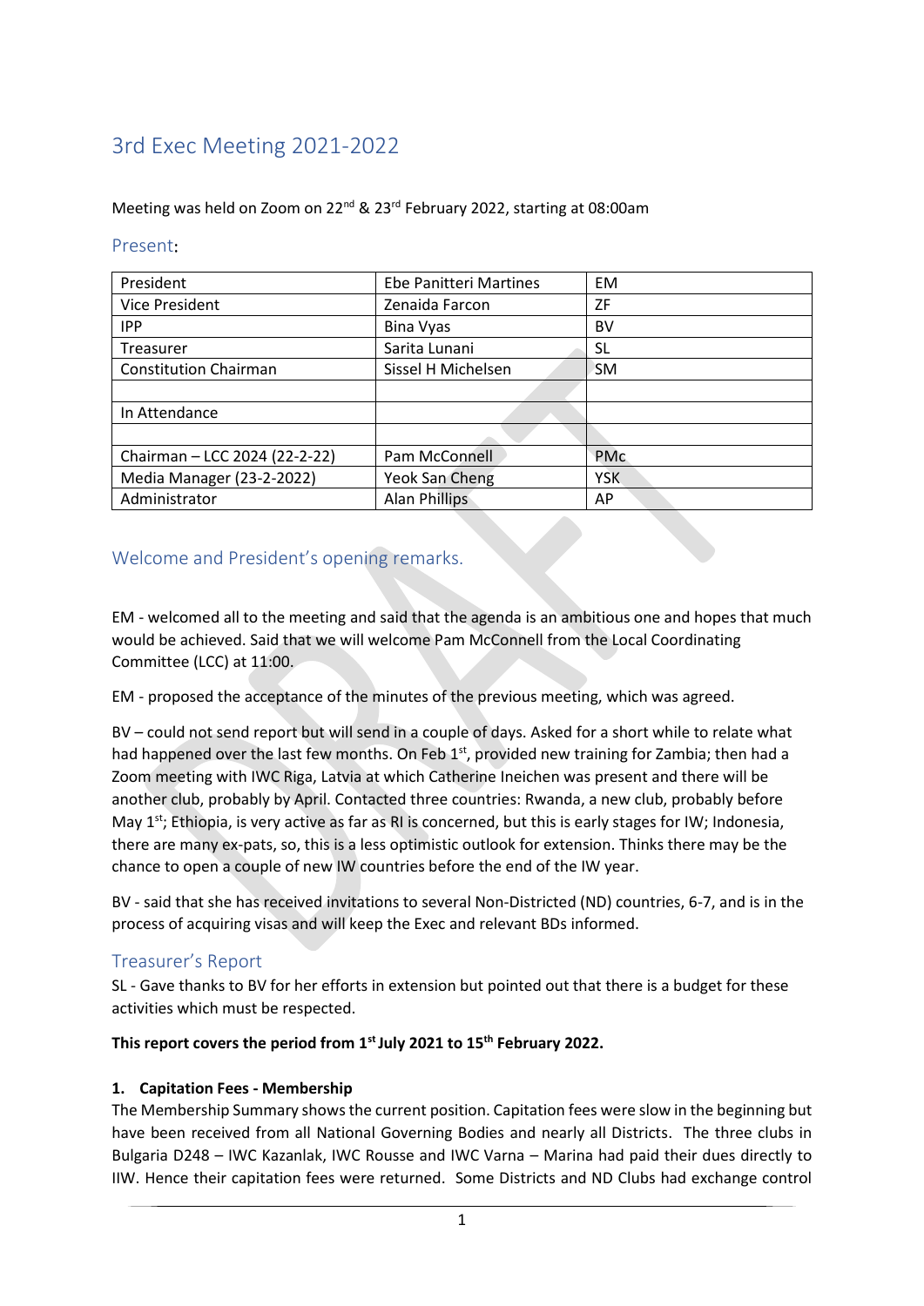# 3rd Exec Meeting 2021-2022

Meeting was held on Zoom on 22nd & 23rd February 2022, starting at 08:00am

## Present:

| President | Ebe Panitteri Martines | EM |
|---|---|---|
| Vice President | Zenaida Farcon | ZF |
| IPP | Bina Vyas | BV |
| Treasurer | Sarita Lunani | SL |
| Constitution Chairman | Sissel H Michelsen | SM |
| | | |
| In Attendance | | |
| | | |
| Chairman – LCC 2024 (22-2-22) | Pam McConnell | PMc |
| Media Manager (23-2-2022) | Yeok San Cheng | YSK |
| Administrator | Alan Phillips | AP |

## Welcome and President's opening remarks.

EM - welcomed all to the meeting and said that the agenda is an ambitious one and hopes that much would be achieved. Said that we will welcome Pam McConnell from the Local Coordinating Committee (LCC) at 11:00.

EM - proposed the acceptance of the minutes of the previous meeting, which was agreed.

BV – could not send report but will send in a couple of days. Asked for a short while to relate what had happened over the last few months. On Feb 1st, provided new training for Zambia; then had a Zoom meeting with IWC Riga, Latvia at which Catherine Ineichen was present and there will be another club, probably by April. Contacted three countries: Rwanda, a new club, probably before May 1st; Ethiopia, is very active as far as RI is concerned, but this is early stages for IW; Indonesia, there are many ex-pats, so, this is a less optimistic outlook for extension. Thinks there may be the chance to open a couple of new IW countries before the end of the IW year.

BV - said that she has received invitations to several Non-Districted (ND) countries, 6-7, and is in the process of acquiring visas and will keep the Exec and relevant BDs informed.

## Treasurer's Report

SL - Gave thanks to BV for her efforts in extension but pointed out that there is a budget for these activities which must be respected.

**This report covers the period from 1st July 2021 to 15th February 2022.**

**1. Capitation Fees - Membership**

The Membership Summary shows the current position. Capitation fees were slow in the beginning but have been received from all National Governing Bodies and nearly all Districts. The three clubs in Bulgaria D248 – IWC Kazanlak, IWC Rousse and IWC Varna – Marina had paid their dues directly to IIW. Hence their capitation fees were returned. Some Districts and ND Clubs had exchange control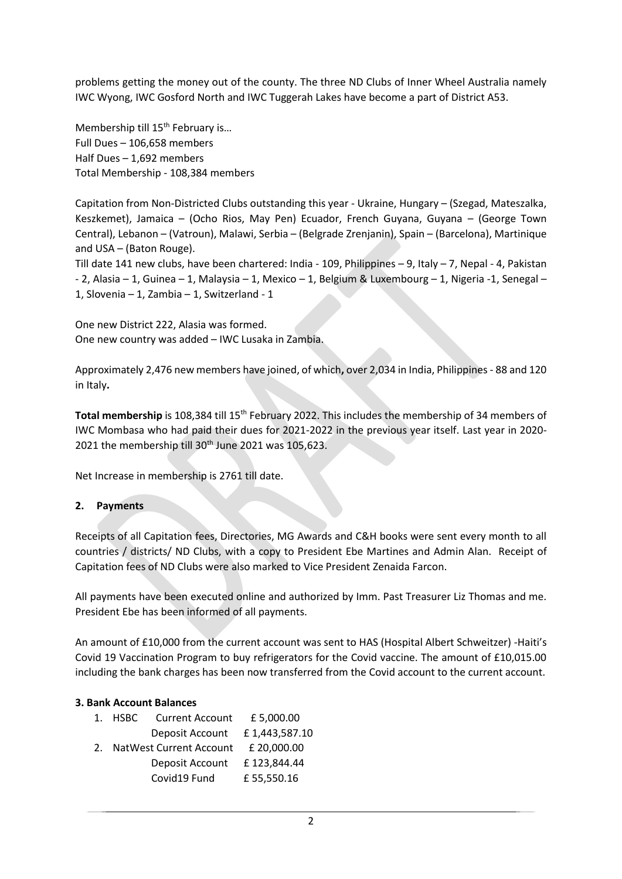problems getting the money out of the county. The three ND Clubs of Inner Wheel Australia namely IWC Wyong, IWC Gosford North and IWC Tuggerah Lakes have become a part of District A53.

Membership till 15th February is…
Full Dues – 106,658 members
Half Dues – 1,692 members
Total Membership - 108,384 members

Capitation from Non-Districted Clubs outstanding this year - Ukraine, Hungary – (Szegad, Mateszalka, Keszkemet), Jamaica – (Ocho Rios, May Pen) Ecuador, French Guyana, Guyana – (George Town Central), Lebanon – (Vatroun), Malawi, Serbia – (Belgrade Zrenjanin), Spain – (Barcelona), Martinique and USA – (Baton Rouge).
Till date 141 new clubs, have been chartered: India - 109, Philippines – 9, Italy – 7, Nepal - 4, Pakistan - 2, Alasia – 1, Guinea – 1, Malaysia – 1, Mexico – 1, Belgium & Luxembourg – 1, Nigeria -1, Senegal – 1, Slovenia – 1, Zambia – 1, Switzerland - 1

One new District 222, Alasia was formed.
One new country was added – IWC Lusaka in Zambia.

Approximately 2,476 new members have joined, of which**,** over 2,034 in India, Philippines - 88 and 120 in Italy**.**

**Total membership** is 108,384 till 15th February 2022. This includes the membership of 34 members of IWC Mombasa who had paid their dues for 2021-2022 in the previous year itself. Last year in 2020-2021 the membership till 30th June 2021 was 105,623.

Net Increase in membership is 2761 till date.

## 2. Payments

Receipts of all Capitation fees, Directories, MG Awards and C&H books were sent every month to all countries / districts/ ND Clubs, with a copy to President Ebe Martines and Admin Alan. Receipt of Capitation fees of ND Clubs were also marked to Vice President Zenaida Farcon.

All payments have been executed online and authorized by Imm. Past Treasurer Liz Thomas and me. President Ebe has been informed of all payments.

An amount of £10,000 from the current account was sent to HAS (Hospital Albert Schweitzer) -Haiti's Covid 19 Vaccination Program to buy refrigerators for the Covid vaccine. The amount of £10,015.00 including the bank charges has been now transferred from the Covid account to the current account.

## 3. Bank Account Balances

| | Bank | Account | Balance |
|---|---|---|---|
| 1. | HSBC | Current Account | £ 5,000.00 |
| | | Deposit Account | £ 1,443,587.10 |
| 2. | NatWest | Current Account | £ 20,000.00 |
| | | Deposit Account | £ 123,844.44 |
| | | Covid19 Fund | £ 55,550.16 |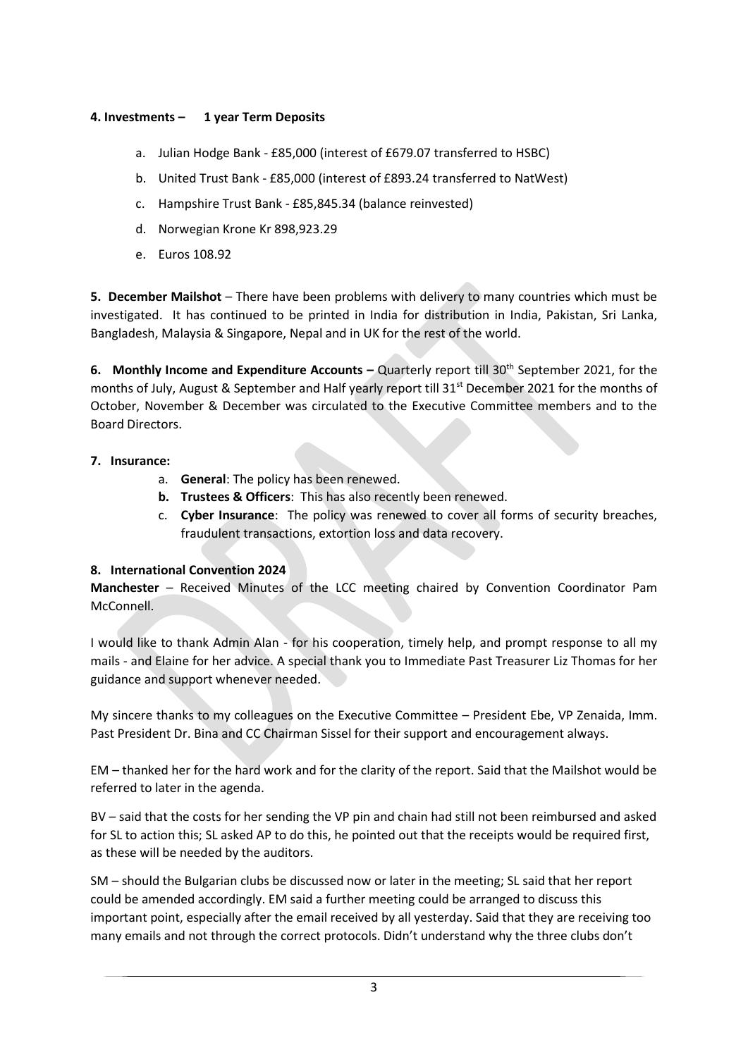**4. Investments – 1 year Term Deposits**

a. Julian Hodge Bank - £85,000 (interest of £679.07 transferred to HSBC)

b. United Trust Bank - £85,000 (interest of £893.24 transferred to NatWest)

c. Hampshire Trust Bank - £85,845.34 (balance reinvested)

d. Norwegian Krone Kr 898,923.29

e. Euros 108.92

**5. December Mailshot** – There have been problems with delivery to many countries which must be investigated. It has continued to be printed in India for distribution in India, Pakistan, Sri Lanka, Bangladesh, Malaysia & Singapore, Nepal and in UK for the rest of the world.

**6. Monthly Income and Expenditure Accounts –** Quarterly report till 30th September 2021, for the months of July, August & September and Half yearly report till 31st December 2021 for the months of October, November & December was circulated to the Executive Committee members and to the Board Directors.

**7. Insurance:**

a. **General**: The policy has been renewed.

**b. Trustees & Officers**: This has also recently been renewed.

c. **Cyber Insurance**: The policy was renewed to cover all forms of security breaches, fraudulent transactions, extortion loss and data recovery.

**8. International Convention 2024**

**Manchester** – Received Minutes of the LCC meeting chaired by Convention Coordinator Pam McConnell.

I would like to thank Admin Alan - for his cooperation, timely help, and prompt response to all my mails - and Elaine for her advice. A special thank you to Immediate Past Treasurer Liz Thomas for her guidance and support whenever needed.

My sincere thanks to my colleagues on the Executive Committee – President Ebe, VP Zenaida, Imm. Past President Dr. Bina and CC Chairman Sissel for their support and encouragement always.

EM – thanked her for the hard work and for the clarity of the report. Said that the Mailshot would be referred to later in the agenda.

BV – said that the costs for her sending the VP pin and chain had still not been reimbursed and asked for SL to action this; SL asked AP to do this, he pointed out that the receipts would be required first, as these will be needed by the auditors.

SM – should the Bulgarian clubs be discussed now or later in the meeting; SL said that her report could be amended accordingly. EM said a further meeting could be arranged to discuss this important point, especially after the email received by all yesterday. Said that they are receiving too many emails and not through the correct protocols. Didn't understand why the three clubs don't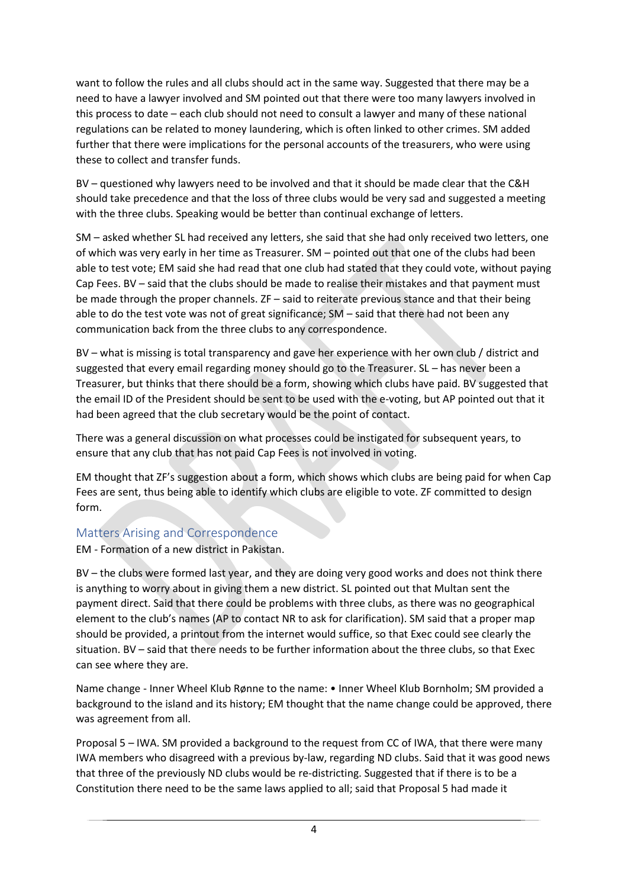want to follow the rules and all clubs should act in the same way. Suggested that there may be a need to have a lawyer involved and SM pointed out that there were too many lawyers involved in this process to date – each club should not need to consult a lawyer and many of these national regulations can be related to money laundering, which is often linked to other crimes. SM added further that there were implications for the personal accounts of the treasurers, who were using these to collect and transfer funds.

BV – questioned why lawyers need to be involved and that it should be made clear that the C&H should take precedence and that the loss of three clubs would be very sad and suggested a meeting with the three clubs. Speaking would be better than continual exchange of letters.

SM – asked whether SL had received any letters, she said that she had only received two letters, one of which was very early in her time as Treasurer. SM – pointed out that one of the clubs had been able to test vote; EM said she had read that one club had stated that they could vote, without paying Cap Fees. BV – said that the clubs should be made to realise their mistakes and that payment must be made through the proper channels. ZF – said to reiterate previous stance and that their being able to do the test vote was not of great significance; SM – said that there had not been any communication back from the three clubs to any correspondence.

BV – what is missing is total transparency and gave her experience with her own club / district and suggested that every email regarding money should go to the Treasurer. SL – has never been a Treasurer, but thinks that there should be a form, showing which clubs have paid. BV suggested that the email ID of the President should be sent to be used with the e-voting, but AP pointed out that it had been agreed that the club secretary would be the point of contact.

There was a general discussion on what processes could be instigated for subsequent years, to ensure that any club that has not paid Cap Fees is not involved in voting.

EM thought that ZF's suggestion about a form, which shows which clubs are being paid for when Cap Fees are sent, thus being able to identify which clubs are eligible to vote. ZF committed to design form.

## Matters Arising and Correspondence

EM - Formation of a new district in Pakistan.

BV – the clubs were formed last year, and they are doing very good works and does not think there is anything to worry about in giving them a new district. SL pointed out that Multan sent the payment direct. Said that there could be problems with three clubs, as there was no geographical element to the club's names (AP to contact NR to ask for clarification). SM said that a proper map should be provided, a printout from the internet would suffice, so that Exec could see clearly the situation. BV – said that there needs to be further information about the three clubs, so that Exec can see where they are.

Name change - Inner Wheel Klub Rønne to the name: • Inner Wheel Klub Bornholm; SM provided a background to the island and its history; EM thought that the name change could be approved, there was agreement from all.

Proposal 5 – IWA. SM provided a background to the request from CC of IWA, that there were many IWA members who disagreed with a previous by-law, regarding ND clubs. Said that it was good news that three of the previously ND clubs would be re-districting. Suggested that if there is to be a Constitution there need to be the same laws applied to all; said that Proposal 5 had made it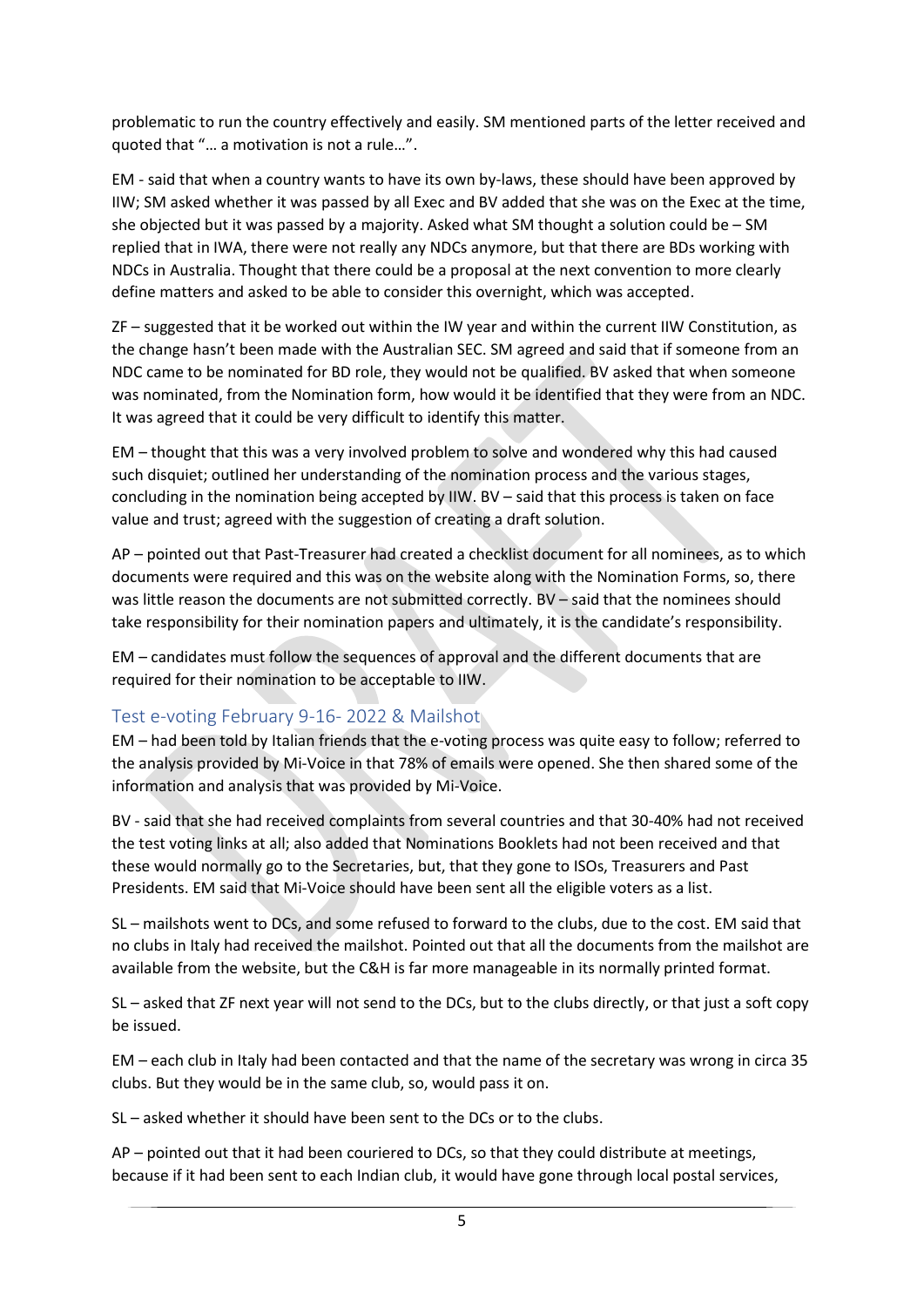problematic to run the country effectively and easily. SM mentioned parts of the letter received and quoted that "… a motivation is not a rule…".

EM - said that when a country wants to have its own by-laws, these should have been approved by IIW; SM asked whether it was passed by all Exec and BV added that she was on the Exec at the time, she objected but it was passed by a majority. Asked what SM thought a solution could be – SM replied that in IWA, there were not really any NDCs anymore, but that there are BDs working with NDCs in Australia. Thought that there could be a proposal at the next convention to more clearly define matters and asked to be able to consider this overnight, which was accepted.

ZF – suggested that it be worked out within the IW year and within the current IIW Constitution, as the change hasn't been made with the Australian SEC. SM agreed and said that if someone from an NDC came to be nominated for BD role, they would not be qualified. BV asked that when someone was nominated, from the Nomination form, how would it be identified that they were from an NDC. It was agreed that it could be very difficult to identify this matter.

EM – thought that this was a very involved problem to solve and wondered why this had caused such disquiet; outlined her understanding of the nomination process and the various stages, concluding in the nomination being accepted by IIW. BV – said that this process is taken on face value and trust; agreed with the suggestion of creating a draft solution.

AP – pointed out that Past-Treasurer had created a checklist document for all nominees, as to which documents were required and this was on the website along with the Nomination Forms, so, there was little reason the documents are not submitted correctly. BV – said that the nominees should take responsibility for their nomination papers and ultimately, it is the candidate's responsibility.

EM – candidates must follow the sequences of approval and the different documents that are required for their nomination to be acceptable to IIW.

## Test e-voting February 9-16- 2022 & Mailshot

EM – had been told by Italian friends that the e-voting process was quite easy to follow; referred to the analysis provided by Mi-Voice in that 78% of emails were opened. She then shared some of the information and analysis that was provided by Mi-Voice.

BV - said that she had received complaints from several countries and that 30-40% had not received the test voting links at all; also added that Nominations Booklets had not been received and that these would normally go to the Secretaries, but, that they gone to ISOs, Treasurers and Past Presidents. EM said that Mi-Voice should have been sent all the eligible voters as a list.

SL – mailshots went to DCs, and some refused to forward to the clubs, due to the cost. EM said that no clubs in Italy had received the mailshot. Pointed out that all the documents from the mailshot are available from the website, but the C&H is far more manageable in its normally printed format.

SL – asked that ZF next year will not send to the DCs, but to the clubs directly, or that just a soft copy be issued.

EM – each club in Italy had been contacted and that the name of the secretary was wrong in circa 35 clubs. But they would be in the same club, so, would pass it on.

SL – asked whether it should have been sent to the DCs or to the clubs.

AP – pointed out that it had been couriered to DCs, so that they could distribute at meetings, because if it had been sent to each Indian club, it would have gone through local postal services,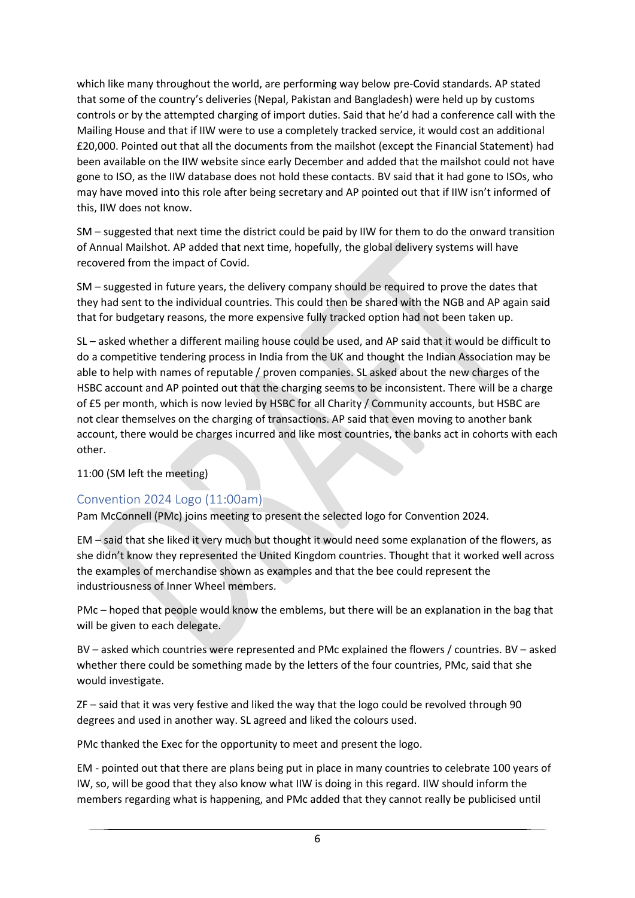which like many throughout the world, are performing way below pre-Covid standards. AP stated that some of the country's deliveries (Nepal, Pakistan and Bangladesh) were held up by customs controls or by the attempted charging of import duties. Said that he'd had a conference call with the Mailing House and that if IIW were to use a completely tracked service, it would cost an additional £20,000. Pointed out that all the documents from the mailshot (except the Financial Statement) had been available on the IIW website since early December and added that the mailshot could not have gone to ISO, as the IIW database does not hold these contacts. BV said that it had gone to ISOs, who may have moved into this role after being secretary and AP pointed out that if IIW isn't informed of this, IIW does not know.

SM – suggested that next time the district could be paid by IIW for them to do the onward transition of Annual Mailshot. AP added that next time, hopefully, the global delivery systems will have recovered from the impact of Covid.

SM – suggested in future years, the delivery company should be required to prove the dates that they had sent to the individual countries. This could then be shared with the NGB and AP again said that for budgetary reasons, the more expensive fully tracked option had not been taken up.

SL – asked whether a different mailing house could be used, and AP said that it would be difficult to do a competitive tendering process in India from the UK and thought the Indian Association may be able to help with names of reputable / proven companies. SL asked about the new charges of the HSBC account and AP pointed out that the charging seems to be inconsistent. There will be a charge of £5 per month, which is now levied by HSBC for all Charity / Community accounts, but HSBC are not clear themselves on the charging of transactions. AP said that even moving to another bank account, there would be charges incurred and like most countries, the banks act in cohorts with each other.

11:00 (SM left the meeting)

## Convention 2024 Logo (11:00am)

Pam McConnell (PMc) joins meeting to present the selected logo for Convention 2024.

EM – said that she liked it very much but thought it would need some explanation of the flowers, as she didn't know they represented the United Kingdom countries. Thought that it worked well across the examples of merchandise shown as examples and that the bee could represent the industriousness of Inner Wheel members.

PMc – hoped that people would know the emblems, but there will be an explanation in the bag that will be given to each delegate.

BV – asked which countries were represented and PMc explained the flowers / countries. BV – asked whether there could be something made by the letters of the four countries, PMc, said that she would investigate.

ZF – said that it was very festive and liked the way that the logo could be revolved through 90 degrees and used in another way. SL agreed and liked the colours used.

PMc thanked the Exec for the opportunity to meet and present the logo.

EM - pointed out that there are plans being put in place in many countries to celebrate 100 years of IW, so, will be good that they also know what IIW is doing in this regard. IIW should inform the members regarding what is happening, and PMc added that they cannot really be publicised until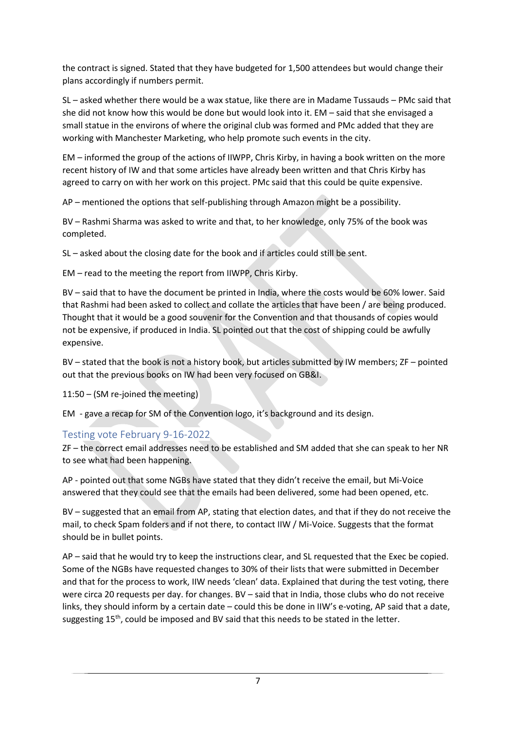the contract is signed. Stated that they have budgeted for 1,500 attendees but would change their plans accordingly if numbers permit.

SL – asked whether there would be a wax statue, like there are in Madame Tussauds – PMc said that she did not know how this would be done but would look into it. EM – said that she envisaged a small statue in the environs of where the original club was formed and PMc added that they are working with Manchester Marketing, who help promote such events in the city.

EM – informed the group of the actions of IIWPP, Chris Kirby, in having a book written on the more recent history of IW and that some articles have already been written and that Chris Kirby has agreed to carry on with her work on this project. PMc said that this could be quite expensive.

AP – mentioned the options that self-publishing through Amazon might be a possibility.

BV – Rashmi Sharma was asked to write and that, to her knowledge, only 75% of the book was completed.

SL – asked about the closing date for the book and if articles could still be sent.

EM – read to the meeting the report from IIWPP, Chris Kirby.

BV – said that to have the document be printed in India, where the costs would be 60% lower. Said that Rashmi had been asked to collect and collate the articles that have been / are being produced. Thought that it would be a good souvenir for the Convention and that thousands of copies would not be expensive, if produced in India. SL pointed out that the cost of shipping could be awfully expensive.

BV – stated that the book is not a history book, but articles submitted by IW members; ZF – pointed out that the previous books on IW had been very focused on GB&I.

11:50 – (SM re-joined the meeting)

EM - gave a recap for SM of the Convention logo, it's background and its design.

## Testing vote February 9-16-2022

ZF – the correct email addresses need to be established and SM added that she can speak to her NR to see what had been happening.

AP - pointed out that some NGBs have stated that they didn't receive the email, but Mi-Voice answered that they could see that the emails had been delivered, some had been opened, etc.

BV – suggested that an email from AP, stating that election dates, and that if they do not receive the mail, to check Spam folders and if not there, to contact IIW / Mi-Voice. Suggests that the format should be in bullet points.

AP – said that he would try to keep the instructions clear, and SL requested that the Exec be copied. Some of the NGBs have requested changes to 30% of their lists that were submitted in December and that for the process to work, IIW needs 'clean' data. Explained that during the test voting, there were circa 20 requests per day. for changes. BV – said that in India, those clubs who do not receive links, they should inform by a certain date – could this be done in IIW's e-voting, AP said that a date, suggesting 15th, could be imposed and BV said that this needs to be stated in the letter.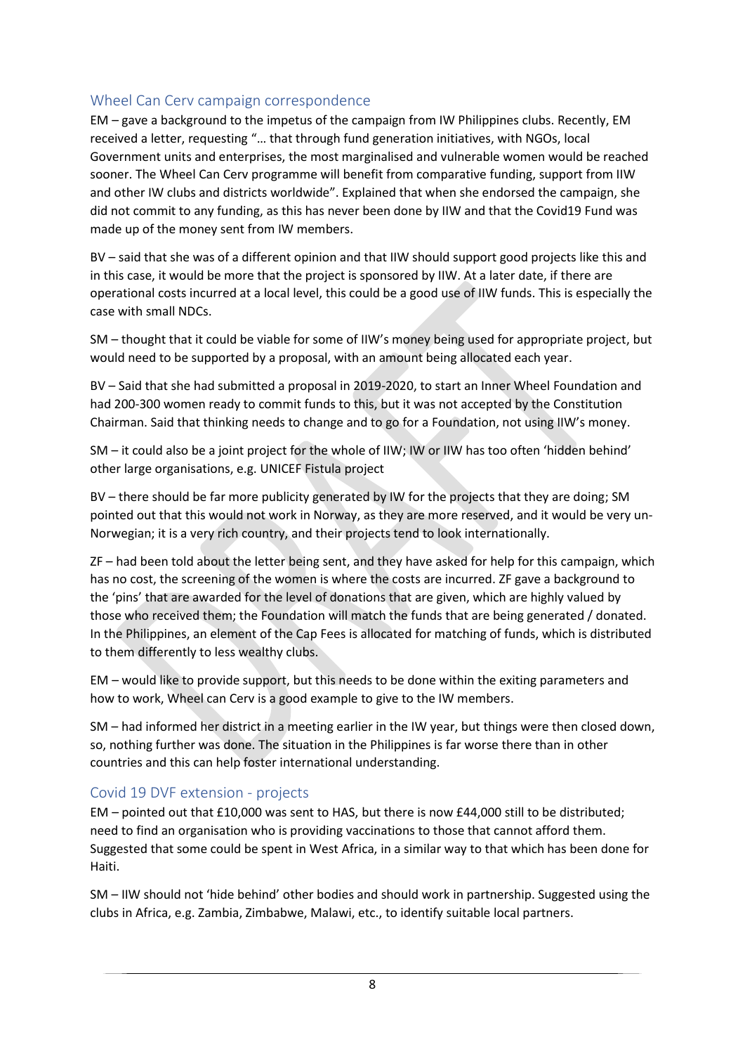## Wheel Can Cerv campaign correspondence

EM – gave a background to the impetus of the campaign from IW Philippines clubs. Recently, EM received a letter, requesting "… that through fund generation initiatives, with NGOs, local Government units and enterprises, the most marginalised and vulnerable women would be reached sooner. The Wheel Can Cerv programme will benefit from comparative funding, support from IIW and other IW clubs and districts worldwide". Explained that when she endorsed the campaign, she did not commit to any funding, as this has never been done by IIW and that the Covid19 Fund was made up of the money sent from IW members.

BV – said that she was of a different opinion and that IIW should support good projects like this and in this case, it would be more that the project is sponsored by IIW. At a later date, if there are operational costs incurred at a local level, this could be a good use of IIW funds. This is especially the case with small NDCs.

SM – thought that it could be viable for some of IIW's money being used for appropriate project, but would need to be supported by a proposal, with an amount being allocated each year.

BV – Said that she had submitted a proposal in 2019-2020, to start an Inner Wheel Foundation and had 200-300 women ready to commit funds to this, but it was not accepted by the Constitution Chairman. Said that thinking needs to change and to go for a Foundation, not using IIW's money.

SM – it could also be a joint project for the whole of IIW; IW or IIW has too often 'hidden behind' other large organisations, e.g. UNICEF Fistula project

BV – there should be far more publicity generated by IW for the projects that they are doing; SM pointed out that this would not work in Norway, as they are more reserved, and it would be very un-Norwegian; it is a very rich country, and their projects tend to look internationally.

ZF – had been told about the letter being sent, and they have asked for help for this campaign, which has no cost, the screening of the women is where the costs are incurred. ZF gave a background to the 'pins' that are awarded for the level of donations that are given, which are highly valued by those who received them; the Foundation will match the funds that are being generated / donated. In the Philippines, an element of the Cap Fees is allocated for matching of funds, which is distributed to them differently to less wealthy clubs.

EM – would like to provide support, but this needs to be done within the exiting parameters and how to work, Wheel can Cerv is a good example to give to the IW members.

SM – had informed her district in a meeting earlier in the IW year, but things were then closed down, so, nothing further was done. The situation in the Philippines is far worse there than in other countries and this can help foster international understanding.

## Covid 19 DVF extension - projects

EM – pointed out that £10,000 was sent to HAS, but there is now £44,000 still to be distributed; need to find an organisation who is providing vaccinations to those that cannot afford them. Suggested that some could be spent in West Africa, in a similar way to that which has been done for Haiti.

SM – IIW should not 'hide behind' other bodies and should work in partnership. Suggested using the clubs in Africa, e.g. Zambia, Zimbabwe, Malawi, etc., to identify suitable local partners.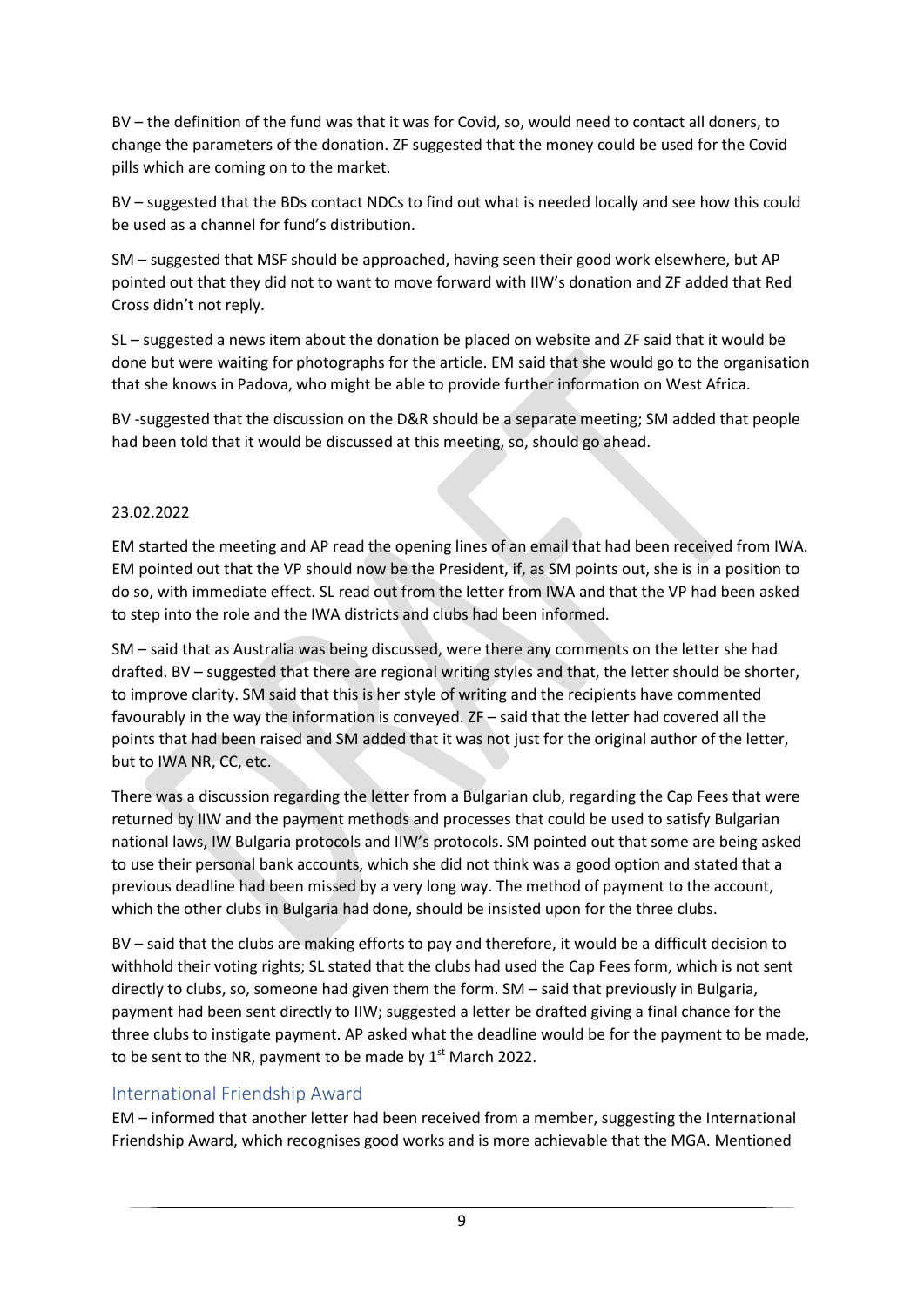BV – the definition of the fund was that it was for Covid, so, would need to contact all doners, to change the parameters of the donation. ZF suggested that the money could be used for the Covid pills which are coming on to the market.

BV – suggested that the BDs contact NDCs to find out what is needed locally and see how this could be used as a channel for fund's distribution.

SM – suggested that MSF should be approached, having seen their good work elsewhere, but AP pointed out that they did not to want to move forward with IIW's donation and ZF added that Red Cross didn't not reply.

SL – suggested a news item about the donation be placed on website and ZF said that it would be done but were waiting for photographs for the article. EM said that she would go to the organisation that she knows in Padova, who might be able to provide further information on West Africa.

BV -suggested that the discussion on the D&R should be a separate meeting; SM added that people had been told that it would be discussed at this meeting, so, should go ahead.

23.02.2022

EM started the meeting and AP read the opening lines of an email that had been received from IWA. EM pointed out that the VP should now be the President, if, as SM points out, she is in a position to do so, with immediate effect. SL read out from the letter from IWA and that the VP had been asked to step into the role and the IWA districts and clubs had been informed.

SM – said that as Australia was being discussed, were there any comments on the letter she had drafted. BV – suggested that there are regional writing styles and that, the letter should be shorter, to improve clarity. SM said that this is her style of writing and the recipients have commented favourably in the way the information is conveyed. ZF – said that the letter had covered all the points that had been raised and SM added that it was not just for the original author of the letter, but to IWA NR, CC, etc.

There was a discussion regarding the letter from a Bulgarian club, regarding the Cap Fees that were returned by IIW and the payment methods and processes that could be used to satisfy Bulgarian national laws, IW Bulgaria protocols and IIW's protocols. SM pointed out that some are being asked to use their personal bank accounts, which she did not think was a good option and stated that a previous deadline had been missed by a very long way. The method of payment to the account, which the other clubs in Bulgaria had done, should be insisted upon for the three clubs.

BV – said that the clubs are making efforts to pay and therefore, it would be a difficult decision to withhold their voting rights; SL stated that the clubs had used the Cap Fees form, which is not sent directly to clubs, so, someone had given them the form. SM – said that previously in Bulgaria, payment had been sent directly to IIW; suggested a letter be drafted giving a final chance for the three clubs to instigate payment. AP asked what the deadline would be for the payment to be made, to be sent to the NR, payment to be made by 1st March 2022.

## International Friendship Award

EM – informed that another letter had been received from a member, suggesting the International Friendship Award, which recognises good works and is more achievable that the MGA. Mentioned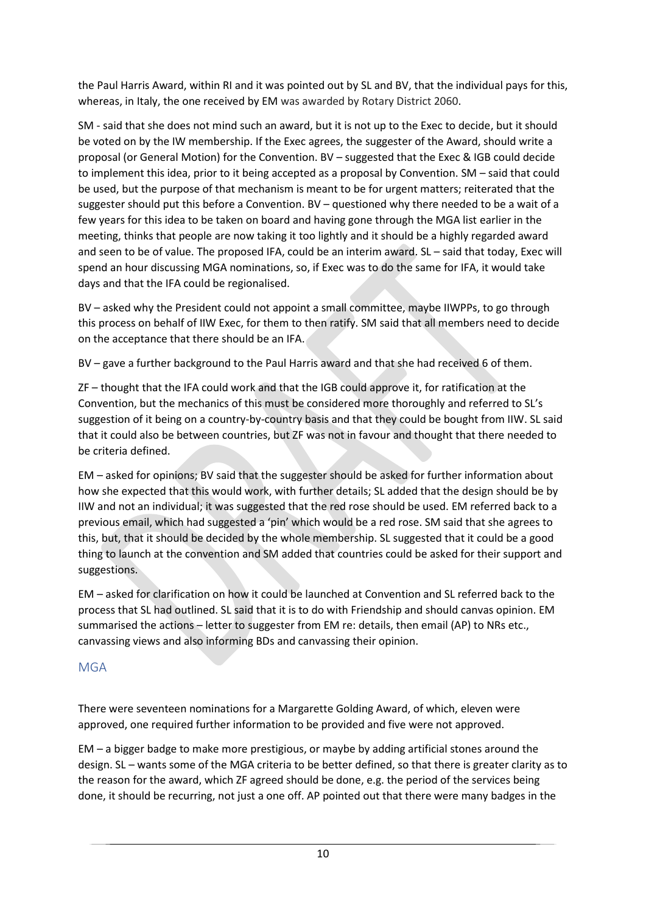the Paul Harris Award, within RI and it was pointed out by SL and BV, that the individual pays for this, whereas, in Italy, the one received by EM was awarded by Rotary District 2060.

SM - said that she does not mind such an award, but it is not up to the Exec to decide, but it should be voted on by the IW membership. If the Exec agrees, the suggester of the Award, should write a proposal (or General Motion) for the Convention. BV – suggested that the Exec & IGB could decide to implement this idea, prior to it being accepted as a proposal by Convention. SM – said that could be used, but the purpose of that mechanism is meant to be for urgent matters; reiterated that the suggester should put this before a Convention. BV – questioned why there needed to be a wait of a few years for this idea to be taken on board and having gone through the MGA list earlier in the meeting, thinks that people are now taking it too lightly and it should be a highly regarded award and seen to be of value. The proposed IFA, could be an interim award. SL – said that today, Exec will spend an hour discussing MGA nominations, so, if Exec was to do the same for IFA, it would take days and that the IFA could be regionalised.

BV – asked why the President could not appoint a small committee, maybe IIWPPs, to go through this process on behalf of IIW Exec, for them to then ratify. SM said that all members need to decide on the acceptance that there should be an IFA.

BV – gave a further background to the Paul Harris award and that she had received 6 of them.

ZF – thought that the IFA could work and that the IGB could approve it, for ratification at the Convention, but the mechanics of this must be considered more thoroughly and referred to SL's suggestion of it being on a country-by-country basis and that they could be bought from IIW. SL said that it could also be between countries, but ZF was not in favour and thought that there needed to be criteria defined.

EM – asked for opinions; BV said that the suggester should be asked for further information about how she expected that this would work, with further details; SL added that the design should be by IIW and not an individual; it was suggested that the red rose should be used. EM referred back to a previous email, which had suggested a 'pin' which would be a red rose. SM said that she agrees to this, but, that it should be decided by the whole membership. SL suggested that it could be a good thing to launch at the convention and SM added that countries could be asked for their support and suggestions.

EM – asked for clarification on how it could be launched at Convention and SL referred back to the process that SL had outlined. SL said that it is to do with Friendship and should canvas opinion. EM summarised the actions – letter to suggester from EM re: details, then email (AP) to NRs etc., canvassing views and also informing BDs and canvassing their opinion.

## MGA

There were seventeen nominations for a Margarette Golding Award, of which, eleven were approved, one required further information to be provided and five were not approved.

EM – a bigger badge to make more prestigious, or maybe by adding artificial stones around the design. SL – wants some of the MGA criteria to be better defined, so that there is greater clarity as to the reason for the award, which ZF agreed should be done, e.g. the period of the services being done, it should be recurring, not just a one off. AP pointed out that there were many badges in the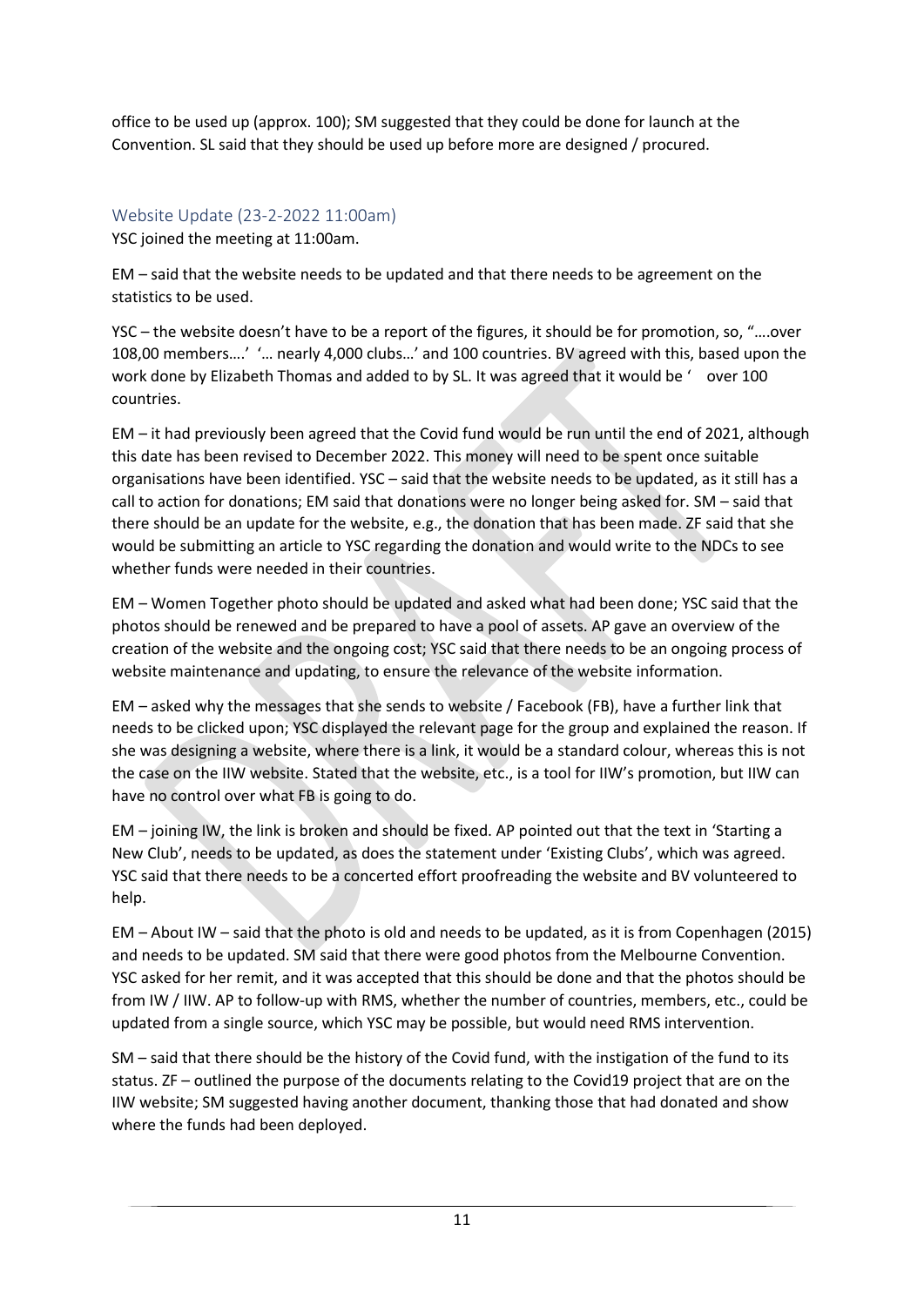office to be used up (approx. 100); SM suggested that they could be done for launch at the Convention. SL said that they should be used up before more are designed / procured.

## Website Update (23-2-2022 11:00am)

YSC joined the meeting at 11:00am.

EM – said that the website needs to be updated and that there needs to be agreement on the statistics to be used.

YSC – the website doesn't have to be a report of the figures, it should be for promotion, so, "….over 108,00 members….' '… nearly 4,000 clubs…' and 100 countries. BV agreed with this, based upon the work done by Elizabeth Thomas and added to by SL. It was agreed that it would be ' over 100 countries.

EM – it had previously been agreed that the Covid fund would be run until the end of 2021, although this date has been revised to December 2022. This money will need to be spent once suitable organisations have been identified. YSC – said that the website needs to be updated, as it still has a call to action for donations; EM said that donations were no longer being asked for. SM – said that there should be an update for the website, e.g., the donation that has been made. ZF said that she would be submitting an article to YSC regarding the donation and would write to the NDCs to see whether funds were needed in their countries.

EM – Women Together photo should be updated and asked what had been done; YSC said that the photos should be renewed and be prepared to have a pool of assets. AP gave an overview of the creation of the website and the ongoing cost; YSC said that there needs to be an ongoing process of website maintenance and updating, to ensure the relevance of the website information.

EM – asked why the messages that she sends to website / Facebook (FB), have a further link that needs to be clicked upon; YSC displayed the relevant page for the group and explained the reason. If she was designing a website, where there is a link, it would be a standard colour, whereas this is not the case on the IIW website. Stated that the website, etc., is a tool for IIW's promotion, but IIW can have no control over what FB is going to do.

EM – joining IW, the link is broken and should be fixed. AP pointed out that the text in 'Starting a New Club', needs to be updated, as does the statement under 'Existing Clubs', which was agreed. YSC said that there needs to be a concerted effort proofreading the website and BV volunteered to help.

EM – About IW – said that the photo is old and needs to be updated, as it is from Copenhagen (2015) and needs to be updated. SM said that there were good photos from the Melbourne Convention. YSC asked for her remit, and it was accepted that this should be done and that the photos should be from IW / IIW. AP to follow-up with RMS, whether the number of countries, members, etc., could be updated from a single source, which YSC may be possible, but would need RMS intervention.

SM – said that there should be the history of the Covid fund, with the instigation of the fund to its status. ZF – outlined the purpose of the documents relating to the Covid19 project that are on the IIW website; SM suggested having another document, thanking those that had donated and show where the funds had been deployed.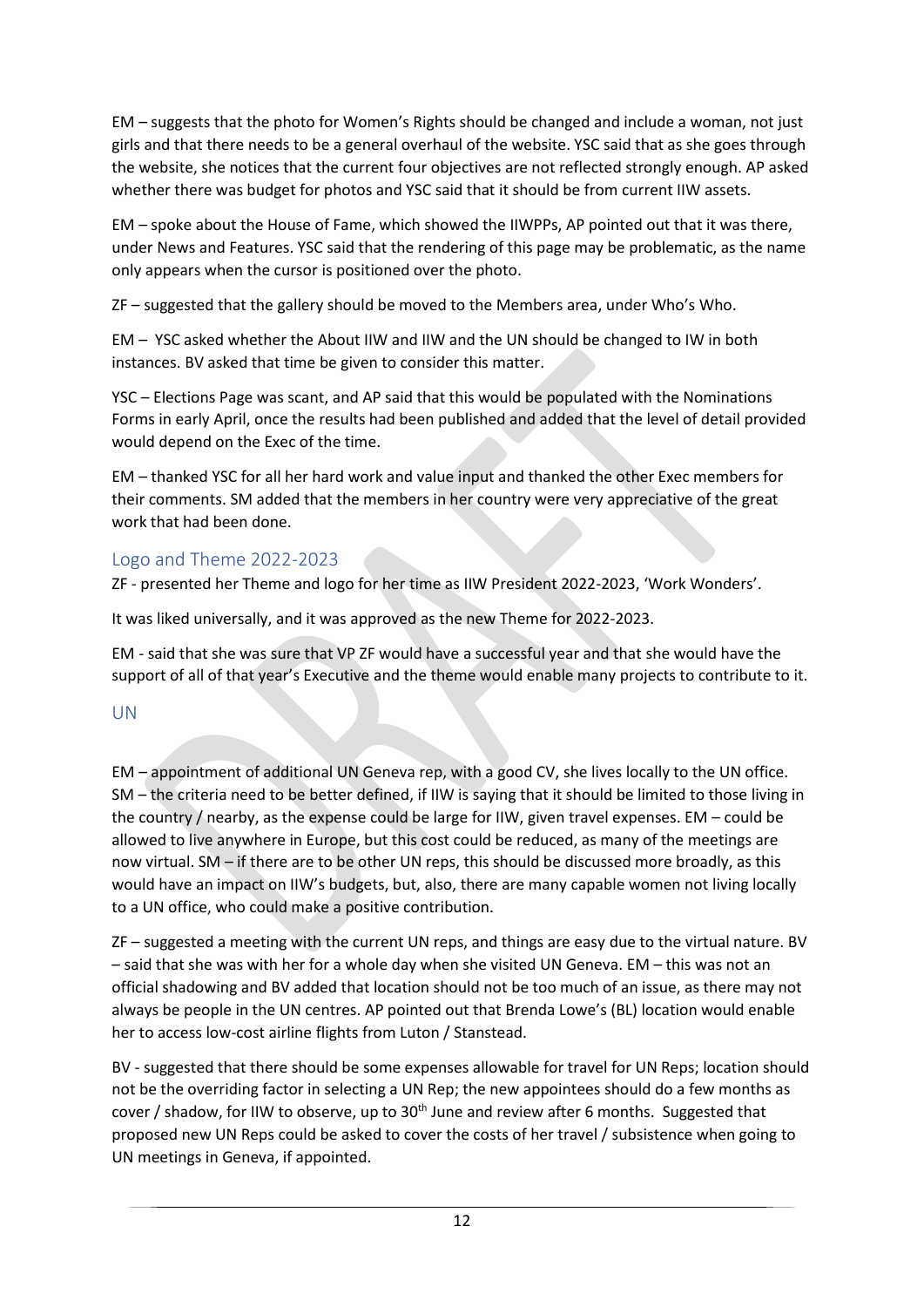EM – suggests that the photo for Women's Rights should be changed and include a woman, not just girls and that there needs to be a general overhaul of the website. YSC said that as she goes through the website, she notices that the current four objectives are not reflected strongly enough. AP asked whether there was budget for photos and YSC said that it should be from current IIW assets.

EM – spoke about the House of Fame, which showed the IIWPPs, AP pointed out that it was there, under News and Features. YSC said that the rendering of this page may be problematic, as the name only appears when the cursor is positioned over the photo.

ZF – suggested that the gallery should be moved to the Members area, under Who's Who.

EM – YSC asked whether the About IIW and IIW and the UN should be changed to IW in both instances. BV asked that time be given to consider this matter.

YSC – Elections Page was scant, and AP said that this would be populated with the Nominations Forms in early April, once the results had been published and added that the level of detail provided would depend on the Exec of the time.

EM – thanked YSC for all her hard work and value input and thanked the other Exec members for their comments. SM added that the members in her country were very appreciative of the great work that had been done.

## Logo and Theme 2022-2023

ZF - presented her Theme and logo for her time as IIW President 2022-2023, 'Work Wonders'.

It was liked universally, and it was approved as the new Theme for 2022-2023.

EM - said that she was sure that VP ZF would have a successful year and that she would have the support of all of that year's Executive and the theme would enable many projects to contribute to it.

## UN

EM – appointment of additional UN Geneva rep, with a good CV, she lives locally to the UN office. SM – the criteria need to be better defined, if IIW is saying that it should be limited to those living in the country / nearby, as the expense could be large for IIW, given travel expenses. EM – could be allowed to live anywhere in Europe, but this cost could be reduced, as many of the meetings are now virtual. SM – if there are to be other UN reps, this should be discussed more broadly, as this would have an impact on IIW's budgets, but, also, there are many capable women not living locally to a UN office, who could make a positive contribution.

ZF – suggested a meeting with the current UN reps, and things are easy due to the virtual nature. BV – said that she was with her for a whole day when she visited UN Geneva. EM – this was not an official shadowing and BV added that location should not be too much of an issue, as there may not always be people in the UN centres. AP pointed out that Brenda Lowe's (BL) location would enable her to access low-cost airline flights from Luton / Stanstead.

BV - suggested that there should be some expenses allowable for travel for UN Reps; location should not be the overriding factor in selecting a UN Rep; the new appointees should do a few months as cover / shadow, for IIW to observe, up to 30th June and review after 6 months. Suggested that proposed new UN Reps could be asked to cover the costs of her travel / subsistence when going to UN meetings in Geneva, if appointed.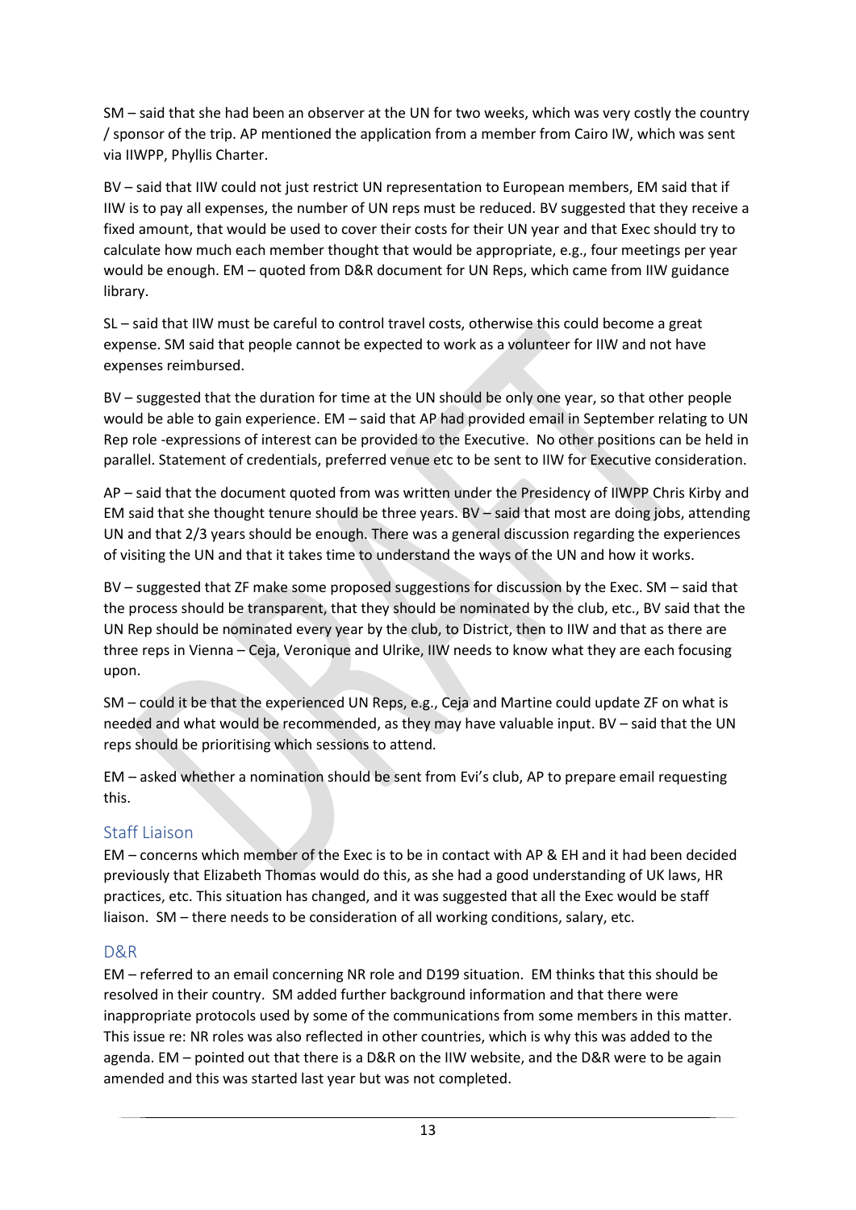SM – said that she had been an observer at the UN for two weeks, which was very costly the country / sponsor of the trip. AP mentioned the application from a member from Cairo IW, which was sent via IIWPP, Phyllis Charter.

BV – said that IIW could not just restrict UN representation to European members, EM said that if IIW is to pay all expenses, the number of UN reps must be reduced. BV suggested that they receive a fixed amount, that would be used to cover their costs for their UN year and that Exec should try to calculate how much each member thought that would be appropriate, e.g., four meetings per year would be enough. EM – quoted from D&R document for UN Reps, which came from IIW guidance library.

SL – said that IIW must be careful to control travel costs, otherwise this could become a great expense. SM said that people cannot be expected to work as a volunteer for IIW and not have expenses reimbursed.

BV – suggested that the duration for time at the UN should be only one year, so that other people would be able to gain experience. EM – said that AP had provided email in September relating to UN Rep role -expressions of interest can be provided to the Executive. No other positions can be held in parallel. Statement of credentials, preferred venue etc to be sent to IIW for Executive consideration.

AP – said that the document quoted from was written under the Presidency of IIWPP Chris Kirby and EM said that she thought tenure should be three years. BV – said that most are doing jobs, attending UN and that 2/3 years should be enough. There was a general discussion regarding the experiences of visiting the UN and that it takes time to understand the ways of the UN and how it works.

BV – suggested that ZF make some proposed suggestions for discussion by the Exec. SM – said that the process should be transparent, that they should be nominated by the club, etc., BV said that the UN Rep should be nominated every year by the club, to District, then to IIW and that as there are three reps in Vienna – Ceja, Veronique and Ulrike, IIW needs to know what they are each focusing upon.

SM – could it be that the experienced UN Reps, e.g., Ceja and Martine could update ZF on what is needed and what would be recommended, as they may have valuable input. BV – said that the UN reps should be prioritising which sessions to attend.

EM – asked whether a nomination should be sent from Evi's club, AP to prepare email requesting this.

## Staff Liaison

EM – concerns which member of the Exec is to be in contact with AP & EH and it had been decided previously that Elizabeth Thomas would do this, as she had a good understanding of UK laws, HR practices, etc. This situation has changed, and it was suggested that all the Exec would be staff liaison. SM – there needs to be consideration of all working conditions, salary, etc.

## D&R

EM – referred to an email concerning NR role and D199 situation. EM thinks that this should be resolved in their country. SM added further background information and that there were inappropriate protocols used by some of the communications from some members in this matter. This issue re: NR roles was also reflected in other countries, which is why this was added to the agenda. EM – pointed out that there is a D&R on the IIW website, and the D&R were to be again amended and this was started last year but was not completed.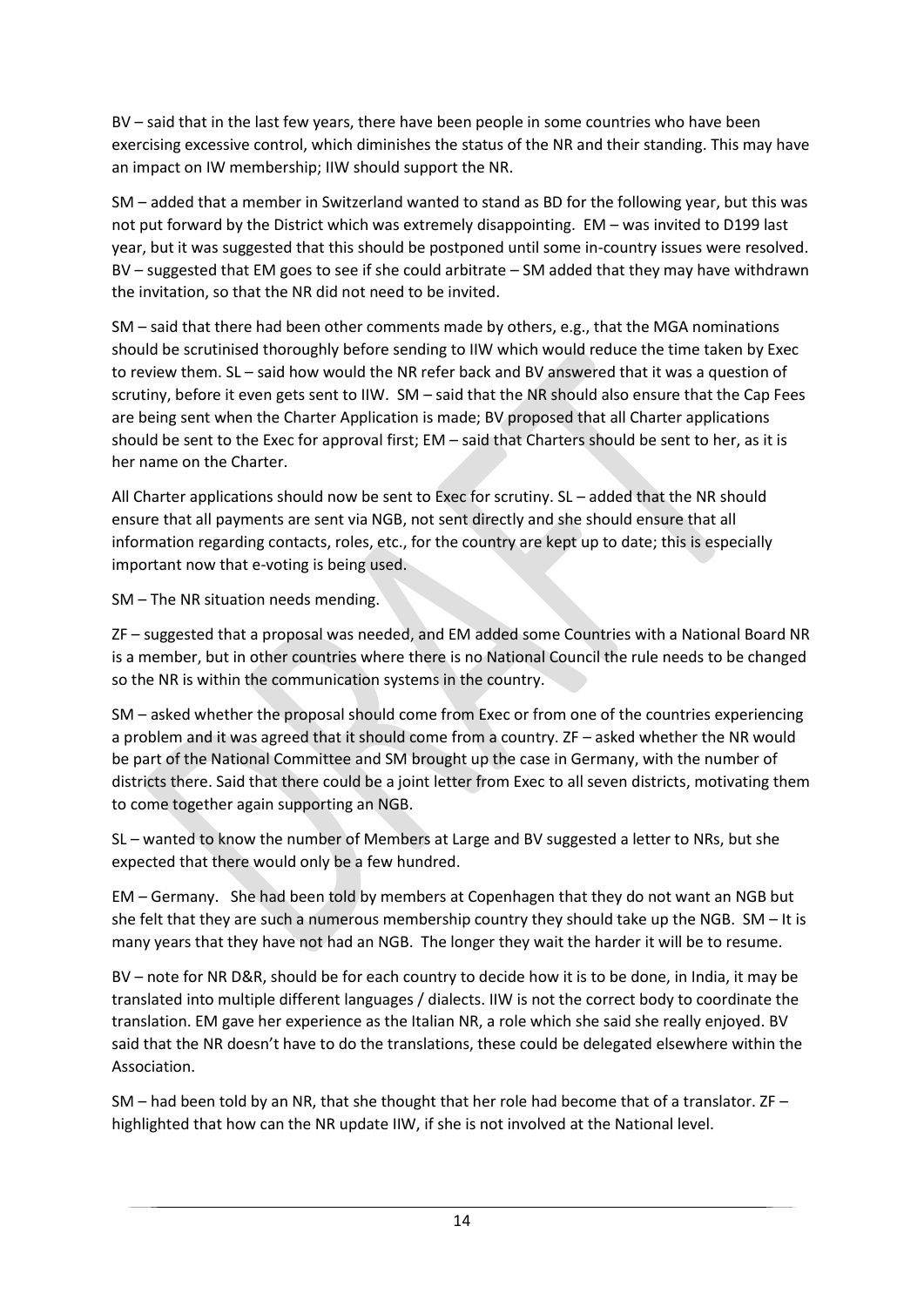BV – said that in the last few years, there have been people in some countries who have been exercising excessive control, which diminishes the status of the NR and their standing. This may have an impact on IW membership; IIW should support the NR.

SM – added that a member in Switzerland wanted to stand as BD for the following year, but this was not put forward by the District which was extremely disappointing. EM – was invited to D199 last year, but it was suggested that this should be postponed until some in-country issues were resolved. BV – suggested that EM goes to see if she could arbitrate – SM added that they may have withdrawn the invitation, so that the NR did not need to be invited.

SM – said that there had been other comments made by others, e.g., that the MGA nominations should be scrutinised thoroughly before sending to IIW which would reduce the time taken by Exec to review them. SL – said how would the NR refer back and BV answered that it was a question of scrutiny, before it even gets sent to IIW. SM – said that the NR should also ensure that the Cap Fees are being sent when the Charter Application is made; BV proposed that all Charter applications should be sent to the Exec for approval first; EM – said that Charters should be sent to her, as it is her name on the Charter.

All Charter applications should now be sent to Exec for scrutiny. SL – added that the NR should ensure that all payments are sent via NGB, not sent directly and she should ensure that all information regarding contacts, roles, etc., for the country are kept up to date; this is especially important now that e-voting is being used.

SM – The NR situation needs mending.

ZF – suggested that a proposal was needed, and EM added some Countries with a National Board NR is a member, but in other countries where there is no National Council the rule needs to be changed so the NR is within the communication systems in the country.

SM – asked whether the proposal should come from Exec or from one of the countries experiencing a problem and it was agreed that it should come from a country. ZF – asked whether the NR would be part of the National Committee and SM brought up the case in Germany, with the number of districts there. Said that there could be a joint letter from Exec to all seven districts, motivating them to come together again supporting an NGB.

SL – wanted to know the number of Members at Large and BV suggested a letter to NRs, but she expected that there would only be a few hundred.

EM – Germany. She had been told by members at Copenhagen that they do not want an NGB but she felt that they are such a numerous membership country they should take up the NGB. SM – It is many years that they have not had an NGB. The longer they wait the harder it will be to resume.

BV – note for NR D&R, should be for each country to decide how it is to be done, in India, it may be translated into multiple different languages / dialects. IIW is not the correct body to coordinate the translation. EM gave her experience as the Italian NR, a role which she said she really enjoyed. BV said that the NR doesn't have to do the translations, these could be delegated elsewhere within the Association.

SM – had been told by an NR, that she thought that her role had become that of a translator. ZF – highlighted that how can the NR update IIW, if she is not involved at the National level.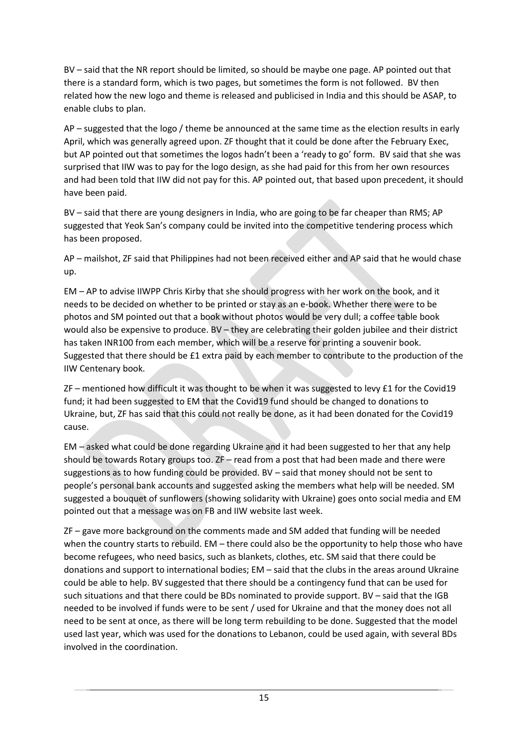BV – said that the NR report should be limited, so should be maybe one page. AP pointed out that there is a standard form, which is two pages, but sometimes the form is not followed. BV then related how the new logo and theme is released and publicised in India and this should be ASAP, to enable clubs to plan.

AP – suggested that the logo / theme be announced at the same time as the election results in early April, which was generally agreed upon. ZF thought that it could be done after the February Exec, but AP pointed out that sometimes the logos hadn't been a 'ready to go' form. BV said that she was surprised that IIW was to pay for the logo design, as she had paid for this from her own resources and had been told that IIW did not pay for this. AP pointed out, that based upon precedent, it should have been paid.

BV – said that there are young designers in India, who are going to be far cheaper than RMS; AP suggested that Yeok San's company could be invited into the competitive tendering process which has been proposed.

AP – mailshot, ZF said that Philippines had not been received either and AP said that he would chase up.

EM – AP to advise IIWPP Chris Kirby that she should progress with her work on the book, and it needs to be decided on whether to be printed or stay as an e-book. Whether there were to be photos and SM pointed out that a book without photos would be very dull; a coffee table book would also be expensive to produce. BV – they are celebrating their golden jubilee and their district has taken INR100 from each member, which will be a reserve for printing a souvenir book. Suggested that there should be £1 extra paid by each member to contribute to the production of the IIW Centenary book.

ZF – mentioned how difficult it was thought to be when it was suggested to levy £1 for the Covid19 fund; it had been suggested to EM that the Covid19 fund should be changed to donations to Ukraine, but, ZF has said that this could not really be done, as it had been donated for the Covid19 cause.

EM – asked what could be done regarding Ukraine and it had been suggested to her that any help should be towards Rotary groups too. ZF – read from a post that had been made and there were suggestions as to how funding could be provided. BV – said that money should not be sent to people's personal bank accounts and suggested asking the members what help will be needed. SM suggested a bouquet of sunflowers (showing solidarity with Ukraine) goes onto social media and EM pointed out that a message was on FB and IIW website last week.

ZF – gave more background on the comments made and SM added that funding will be needed when the country starts to rebuild. EM – there could also be the opportunity to help those who have become refugees, who need basics, such as blankets, clothes, etc. SM said that there could be donations and support to international bodies; EM – said that the clubs in the areas around Ukraine could be able to help. BV suggested that there should be a contingency fund that can be used for such situations and that there could be BDs nominated to provide support. BV – said that the IGB needed to be involved if funds were to be sent / used for Ukraine and that the money does not all need to be sent at once, as there will be long term rebuilding to be done. Suggested that the model used last year, which was used for the donations to Lebanon, could be used again, with several BDs involved in the coordination.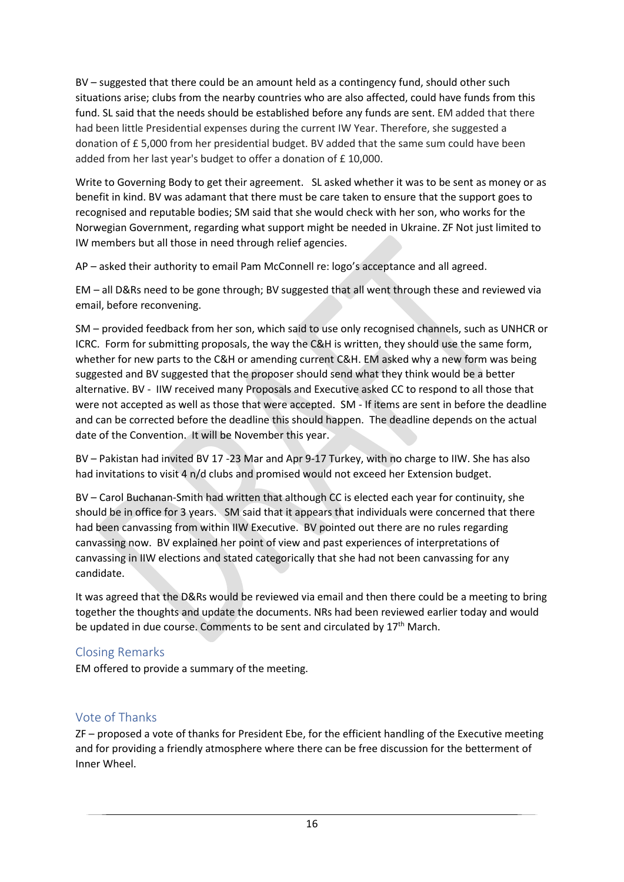BV – suggested that there could be an amount held as a contingency fund, should other such situations arise; clubs from the nearby countries who are also affected, could have funds from this fund. SL said that the needs should be established before any funds are sent. EM added that there had been little Presidential expenses during the current IW Year. Therefore, she suggested a donation of £ 5,000 from her presidential budget. BV added that the same sum could have been added from her last year's budget to offer a donation of £ 10,000.

Write to Governing Body to get their agreement. SL asked whether it was to be sent as money or as benefit in kind. BV was adamant that there must be care taken to ensure that the support goes to recognised and reputable bodies; SM said that she would check with her son, who works for the Norwegian Government, regarding what support might be needed in Ukraine. ZF Not just limited to IW members but all those in need through relief agencies.

AP – asked their authority to email Pam McConnell re: logo's acceptance and all agreed.

EM – all D&Rs need to be gone through; BV suggested that all went through these and reviewed via email, before reconvening.

SM – provided feedback from her son, which said to use only recognised channels, such as UNHCR or ICRC. Form for submitting proposals, the way the C&H is written, they should use the same form, whether for new parts to the C&H or amending current C&H. EM asked why a new form was being suggested and BV suggested that the proposer should send what they think would be a better alternative. BV - IIW received many Proposals and Executive asked CC to respond to all those that were not accepted as well as those that were accepted. SM - If items are sent in before the deadline and can be corrected before the deadline this should happen. The deadline depends on the actual date of the Convention. It will be November this year.

BV – Pakistan had invited BV 17 -23 Mar and Apr 9-17 Turkey, with no charge to IIW. She has also had invitations to visit 4 n/d clubs and promised would not exceed her Extension budget.

BV – Carol Buchanan-Smith had written that although CC is elected each year for continuity, she should be in office for 3 years. SM said that it appears that individuals were concerned that there had been canvassing from within IIW Executive. BV pointed out there are no rules regarding canvassing now. BV explained her point of view and past experiences of interpretations of canvassing in IIW elections and stated categorically that she had not been canvassing for any candidate.

It was agreed that the D&Rs would be reviewed via email and then there could be a meeting to bring together the thoughts and update the documents. NRs had been reviewed earlier today and would be updated in due course. Comments to be sent and circulated by 17th March.

## Closing Remarks

EM offered to provide a summary of the meeting.

## Vote of Thanks

ZF – proposed a vote of thanks for President Ebe, for the efficient handling of the Executive meeting and for providing a friendly atmosphere where there can be free discussion for the betterment of Inner Wheel.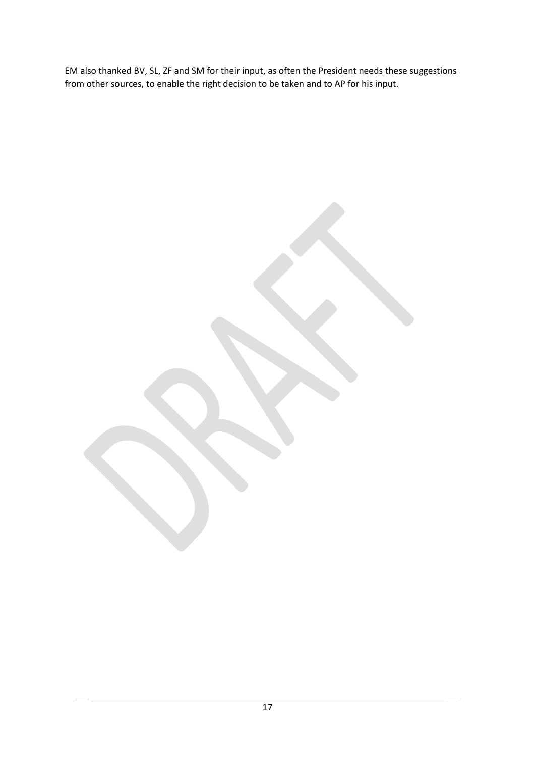EM also thanked BV, SL, ZF and SM for their input, as often the President needs these suggestions from other sources, to enable the right decision to be taken and to AP for his input.